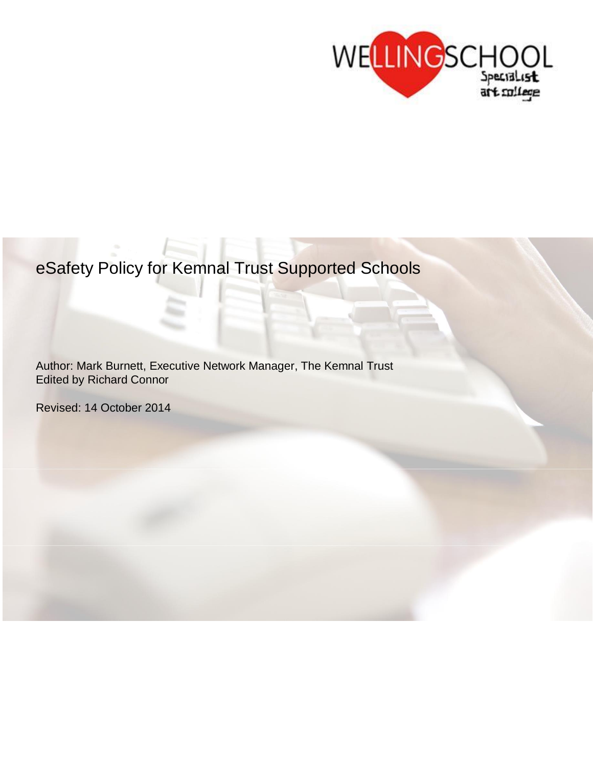# eSafety Policy for Kemnal Trust Supported Schools

Author: Mark Burnett, Executive Network Manager, The Kemnal Trust
Edited by Richard Connor

Revised: 14 October 2014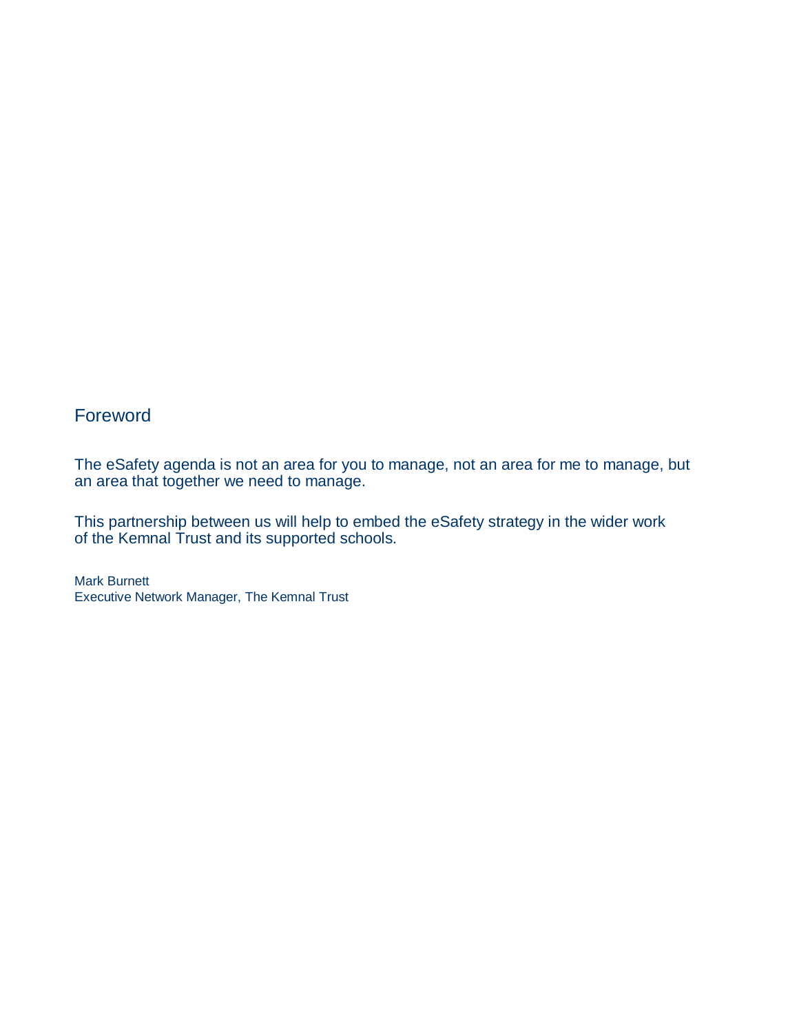## Foreword

The eSafety agenda is not an area for you to manage, not an area for me to manage, but an area that together we need to manage.

This partnership between us will help to embed the eSafety strategy in the wider work of the Kemnal Trust and its supported schools.

Mark Burnett
Executive Network Manager, The Kemnal Trust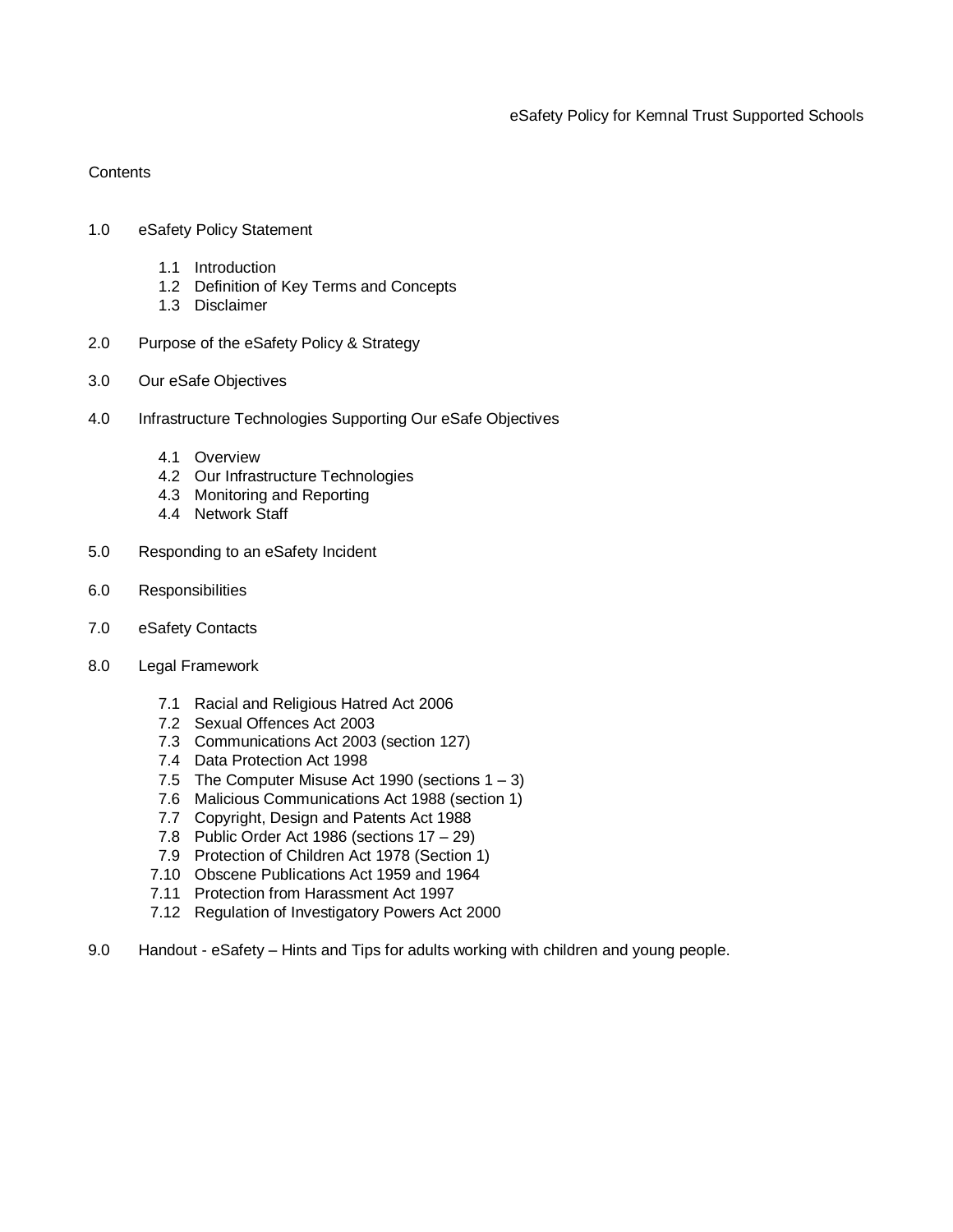eSafety Policy for Kemnal Trust Supported Schools

Contents

1.0 eSafety Policy Statement

- 1.1 Introduction
- 1.2 Definition of Key Terms and Concepts
- 1.3 Disclaimer

2.0 Purpose of the eSafety Policy & Strategy

3.0 Our eSafe Objectives

4.0 Infrastructure Technologies Supporting Our eSafe Objectives

- 4.1 Overview
- 4.2 Our Infrastructure Technologies
- 4.3 Monitoring and Reporting
- 4.4 Network Staff

5.0 Responding to an eSafety Incident

6.0 Responsibilities

7.0 eSafety Contacts

8.0 Legal Framework

- 7.1 Racial and Religious Hatred Act 2006
- 7.2 Sexual Offences Act 2003
- 7.3 Communications Act 2003 (section 127)
- 7.4 Data Protection Act 1998
- 7.5 The Computer Misuse Act 1990 (sections 1 – 3)
- 7.6 Malicious Communications Act 1988 (section 1)
- 7.7 Copyright, Design and Patents Act 1988
- 7.8 Public Order Act 1986 (sections 17 – 29)
- 7.9 Protection of Children Act 1978 (Section 1)
- 7.10 Obscene Publications Act 1959 and 1964
- 7.11 Protection from Harassment Act 1997
- 7.12 Regulation of Investigatory Powers Act 2000

9.0 Handout - eSafety – Hints and Tips for adults working with children and young people.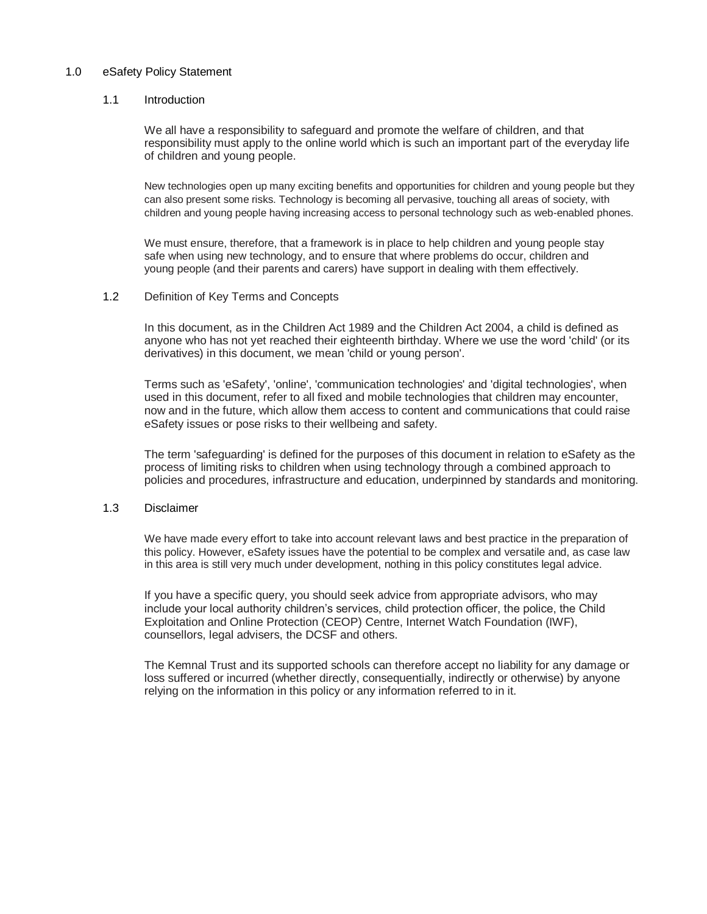# 1.0 eSafety Policy Statement

## 1.1 Introduction

We all have a responsibility to safeguard and promote the welfare of children, and that responsibility must apply to the online world which is such an important part of the everyday life of children and young people.

New technologies open up many exciting benefits and opportunities for children and young people but they can also present some risks. Technology is becoming all pervasive, touching all areas of society, with children and young people having increasing access to personal technology such as web-enabled phones.

We must ensure, therefore, that a framework is in place to help children and young people stay safe when using new technology, and to ensure that where problems do occur, children and young people (and their parents and carers) have support in dealing with them effectively.

## 1.2 Definition of Key Terms and Concepts

In this document, as in the Children Act 1989 and the Children Act 2004, a child is defined as anyone who has not yet reached their eighteenth birthday. Where we use the word 'child' (or its derivatives) in this document, we mean 'child or young person'.

Terms such as 'eSafety', 'online', 'communication technologies' and 'digital technologies', when used in this document, refer to all fixed and mobile technologies that children may encounter, now and in the future, which allow them access to content and communications that could raise eSafety issues or pose risks to their wellbeing and safety.

The term 'safeguarding' is defined for the purposes of this document in relation to eSafety as the process of limiting risks to children when using technology through a combined approach to policies and procedures, infrastructure and education, underpinned by standards and monitoring.

## 1.3 Disclaimer

We have made every effort to take into account relevant laws and best practice in the preparation of this policy. However, eSafety issues have the potential to be complex and versatile and, as case law in this area is still very much under development, nothing in this policy constitutes legal advice.

If you have a specific query, you should seek advice from appropriate advisors, who may include your local authority children's services, child protection officer, the police, the Child Exploitation and Online Protection (CEOP) Centre, Internet Watch Foundation (IWF), counsellors, legal advisers, the DCSF and others.

The Kemnal Trust and its supported schools can therefore accept no liability for any damage or loss suffered or incurred (whether directly, consequentially, indirectly or otherwise) by anyone relying on the information in this policy or any information referred to in it.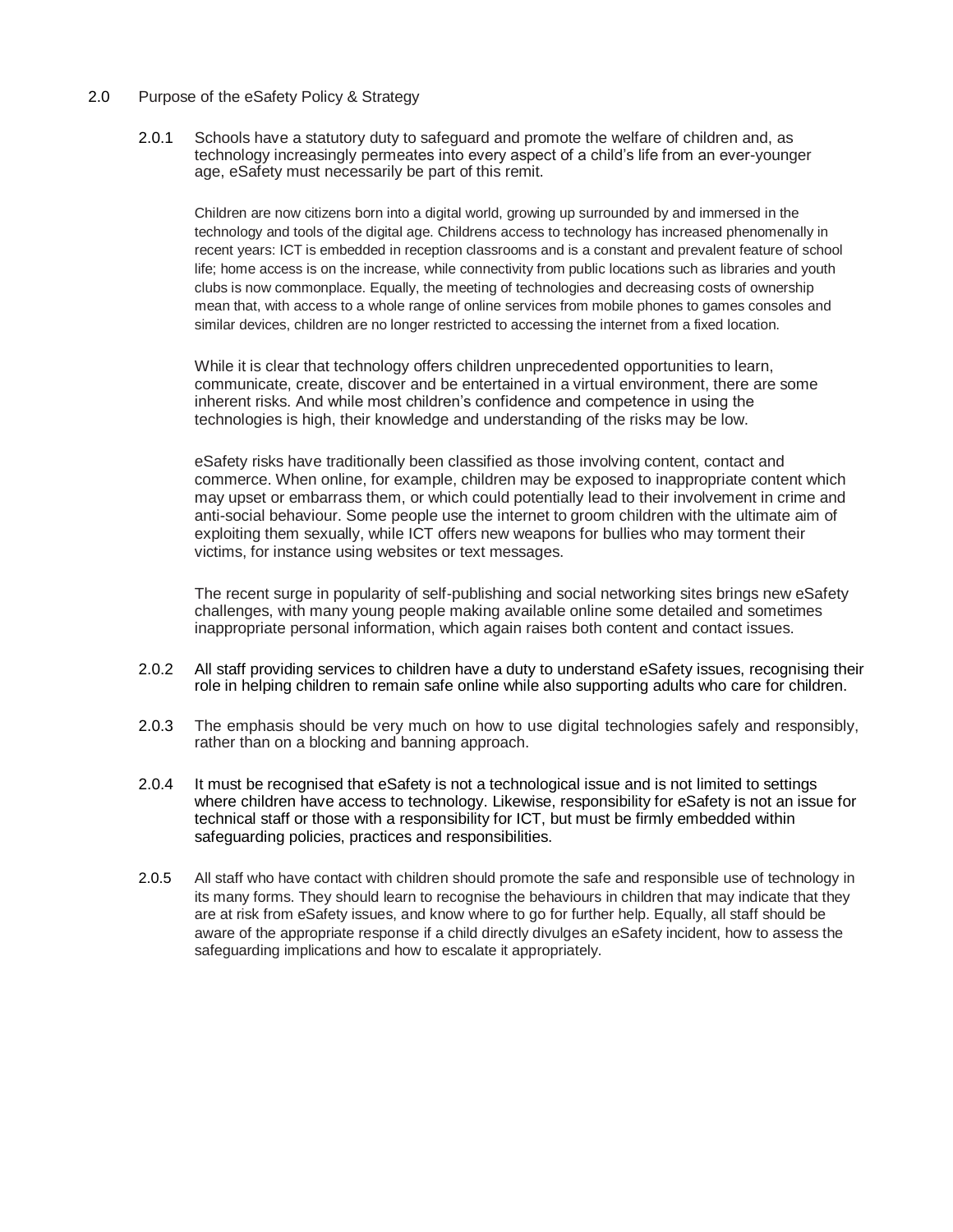## 2.0 Purpose of the eSafety Policy & Strategy

2.0.1 Schools have a statutory duty to safeguard and promote the welfare of children and, as technology increasingly permeates into every aspect of a child's life from an ever-younger age, eSafety must necessarily be part of this remit.

Children are now citizens born into a digital world, growing up surrounded by and immersed in the technology and tools of the digital age. Childrens access to technology has increased phenomenally in recent years: ICT is embedded in reception classrooms and is a constant and prevalent feature of school life; home access is on the increase, while connectivity from public locations such as libraries and youth clubs is now commonplace. Equally, the meeting of technologies and decreasing costs of ownership mean that, with access to a whole range of online services from mobile phones to games consoles and similar devices, children are no longer restricted to accessing the internet from a fixed location.

While it is clear that technology offers children unprecedented opportunities to learn, communicate, create, discover and be entertained in a virtual environment, there are some inherent risks. And while most children's confidence and competence in using the technologies is high, their knowledge and understanding of the risks may be low.

eSafety risks have traditionally been classified as those involving content, contact and commerce. When online, for example, children may be exposed to inappropriate content which may upset or embarrass them, or which could potentially lead to their involvement in crime and anti-social behaviour. Some people use the internet to groom children with the ultimate aim of exploiting them sexually, while ICT offers new weapons for bullies who may torment their victims, for instance using websites or text messages.

The recent surge in popularity of self-publishing and social networking sites brings new eSafety challenges, with many young people making available online some detailed and sometimes inappropriate personal information, which again raises both content and contact issues.

2.0.2 All staff providing services to children have a duty to understand eSafety issues, recognising their role in helping children to remain safe online while also supporting adults who care for children.

2.0.3 The emphasis should be very much on how to use digital technologies safely and responsibly, rather than on a blocking and banning approach.

2.0.4 It must be recognised that eSafety is not a technological issue and is not limited to settings where children have access to technology. Likewise, responsibility for eSafety is not an issue for technical staff or those with a responsibility for ICT, but must be firmly embedded within safeguarding policies, practices and responsibilities.

2.0.5 All staff who have contact with children should promote the safe and responsible use of technology in its many forms. They should learn to recognise the behaviours in children that may indicate that they are at risk from eSafety issues, and know where to go for further help. Equally, all staff should be aware of the appropriate response if a child directly divulges an eSafety incident, how to assess the safeguarding implications and how to escalate it appropriately.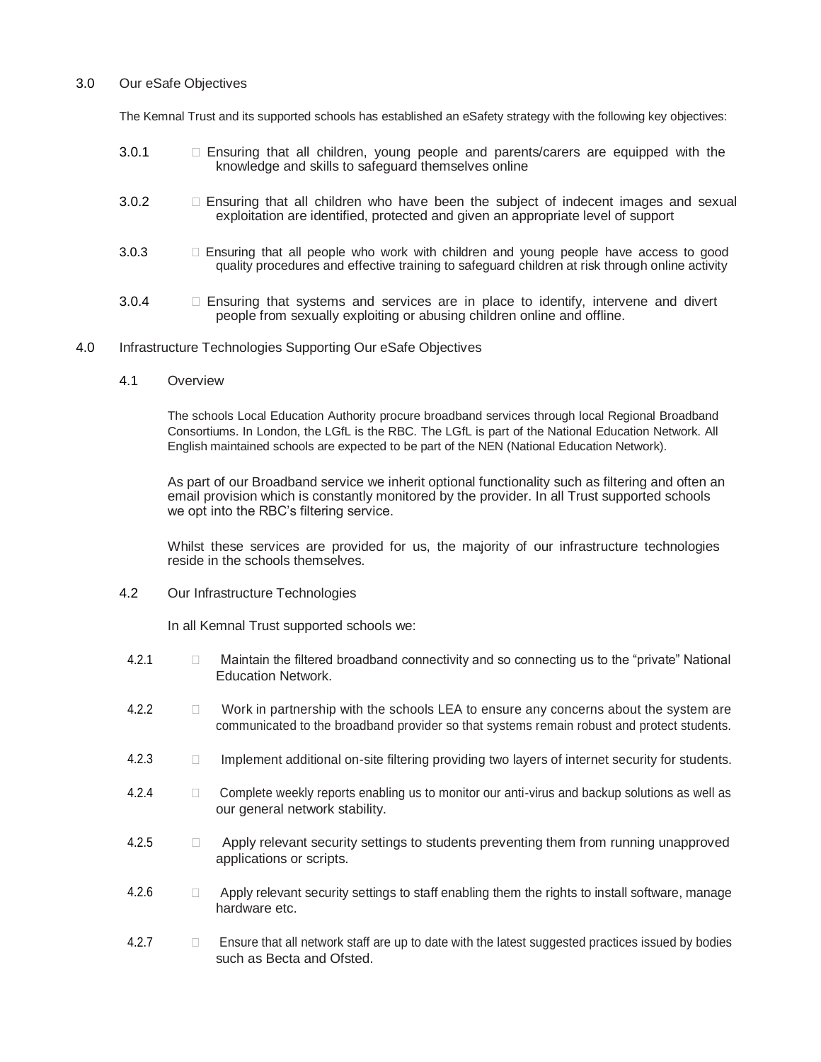## 3.0 Our eSafe Objectives

The Kemnal Trust and its supported schools has established an eSafety strategy with the following key objectives:

- 3.0.1 Ensuring that all children, young people and parents/carers are equipped with the knowledge and skills to safeguard themselves online
- 3.0.2 Ensuring that all children who have been the subject of indecent images and sexual exploitation are identified, protected and given an appropriate level of support
- 3.0.3 Ensuring that all people who work with children and young people have access to good quality procedures and effective training to safeguard children at risk through online activity
- 3.0.4 Ensuring that systems and services are in place to identify, intervene and divert people from sexually exploiting or abusing children online and offline.

## 4.0 Infrastructure Technologies Supporting Our eSafe Objectives

### 4.1 Overview

The schools Local Education Authority procure broadband services through local Regional Broadband Consortiums. In London, the LGfL is the RBC. The LGfL is part of the National Education Network. All English maintained schools are expected to be part of the NEN (National Education Network).

As part of our Broadband service we inherit optional functionality such as filtering and often an email provision which is constantly monitored by the provider. In all Trust supported schools we opt into the RBC's filtering service.

Whilst these services are provided for us, the majority of our infrastructure technologies reside in the schools themselves.

### 4.2 Our Infrastructure Technologies

In all Kemnal Trust supported schools we:

- 4.2.1 Maintain the filtered broadband connectivity and so connecting us to the "private" National Education Network.
- 4.2.2 Work in partnership with the schools LEA to ensure any concerns about the system are communicated to the broadband provider so that systems remain robust and protect students.
- 4.2.3 Implement additional on-site filtering providing two layers of internet security for students.
- 4.2.4 Complete weekly reports enabling us to monitor our anti-virus and backup solutions as well as our general network stability.
- 4.2.5 Apply relevant security settings to students preventing them from running unapproved applications or scripts.
- 4.2.6 Apply relevant security settings to staff enabling them the rights to install software, manage hardware etc.
- 4.2.7 Ensure that all network staff are up to date with the latest suggested practices issued by bodies such as Becta and Ofsted.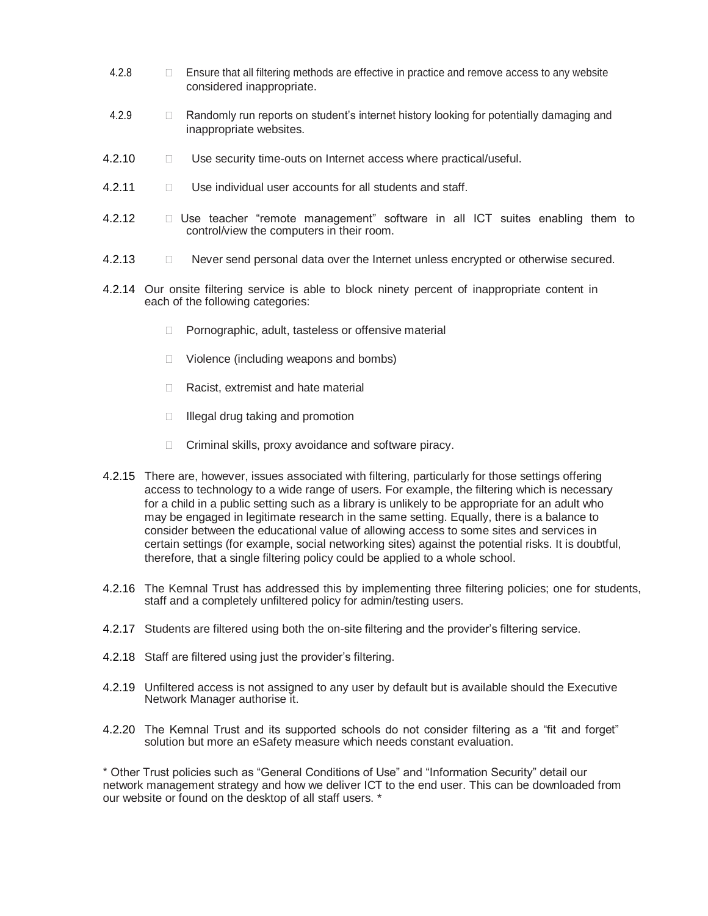4.2.8 Ensure that all filtering methods are effective in practice and remove access to any website considered inappropriate.

4.2.9 Randomly run reports on student's internet history looking for potentially damaging and inappropriate websites.

4.2.10 Use security time-outs on Internet access where practical/useful.

4.2.11 Use individual user accounts for all students and staff.

4.2.12 Use teacher "remote management" software in all ICT suites enabling them to control/view the computers in their room.

4.2.13 Never send personal data over the Internet unless encrypted or otherwise secured.

4.2.14 Our onsite filtering service is able to block ninety percent of inappropriate content in each of the following categories:

- Pornographic, adult, tasteless or offensive material
- Violence (including weapons and bombs)
- Racist, extremist and hate material
- Illegal drug taking and promotion
- Criminal skills, proxy avoidance and software piracy.

4.2.15 There are, however, issues associated with filtering, particularly for those settings offering access to technology to a wide range of users. For example, the filtering which is necessary for a child in a public setting such as a library is unlikely to be appropriate for an adult who may be engaged in legitimate research in the same setting. Equally, there is a balance to consider between the educational value of allowing access to some sites and services in certain settings (for example, social networking sites) against the potential risks. It is doubtful, therefore, that a single filtering policy could be applied to a whole school.

4.2.16 The Kemnal Trust has addressed this by implementing three filtering policies; one for students, staff and a completely unfiltered policy for admin/testing users.

4.2.17 Students are filtered using both the on-site filtering and the provider's filtering service.

4.2.18 Staff are filtered using just the provider's filtering.

4.2.19 Unfiltered access is not assigned to any user by default but is available should the Executive Network Manager authorise it.

4.2.20 The Kemnal Trust and its supported schools do not consider filtering as a "fit and forget" solution but more an eSafety measure which needs constant evaluation.

* Other Trust policies such as "General Conditions of Use" and "Information Security" detail our network management strategy and how we deliver ICT to the end user. This can be downloaded from our website or found on the desktop of all staff users. *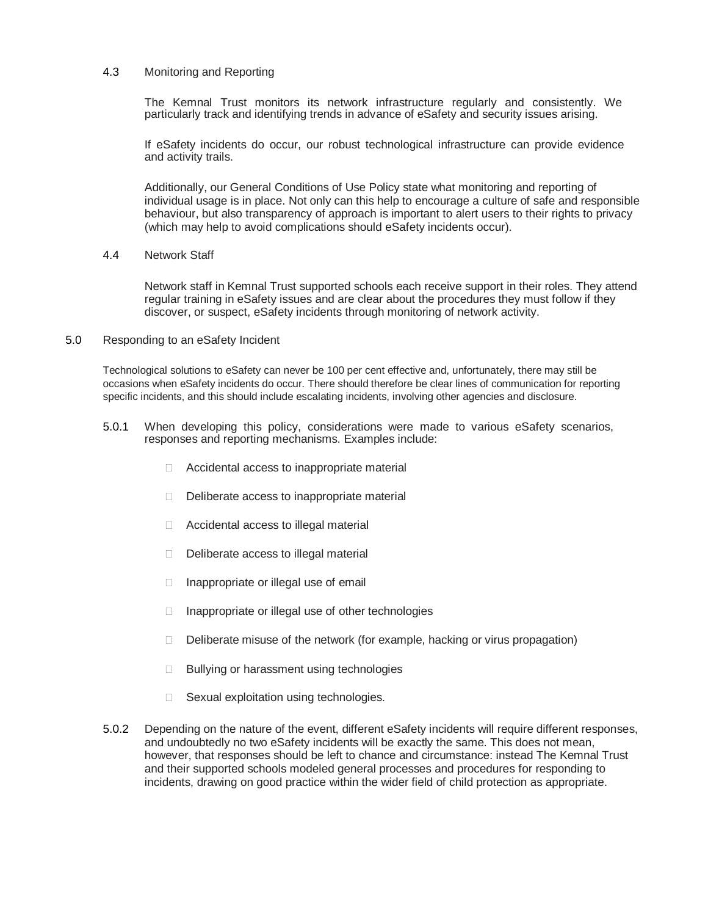### 4.3 Monitoring and Reporting

The Kemnal Trust monitors its network infrastructure regularly and consistently. We particularly track and identifying trends in advance of eSafety and security issues arising.

If eSafety incidents do occur, our robust technological infrastructure can provide evidence and activity trails.

Additionally, our General Conditions of Use Policy state what monitoring and reporting of individual usage is in place. Not only can this help to encourage a culture of safe and responsible behaviour, but also transparency of approach is important to alert users to their rights to privacy (which may help to avoid complications should eSafety incidents occur).

### 4.4 Network Staff

Network staff in Kemnal Trust supported schools each receive support in their roles. They attend regular training in eSafety issues and are clear about the procedures they must follow if they discover, or suspect, eSafety incidents through monitoring of network activity.

## 5.0 Responding to an eSafety Incident

Technological solutions to eSafety can never be 100 per cent effective and, unfortunately, there may still be occasions when eSafety incidents do occur. There should therefore be clear lines of communication for reporting specific incidents, and this should include escalating incidents, involving other agencies and disclosure.

5.0.1 When developing this policy, considerations were made to various eSafety scenarios, responses and reporting mechanisms. Examples include:

- Accidental access to inappropriate material
- Deliberate access to inappropriate material
- Accidental access to illegal material
- Deliberate access to illegal material
- Inappropriate or illegal use of email
- Inappropriate or illegal use of other technologies
- Deliberate misuse of the network (for example, hacking or virus propagation)
- Bullying or harassment using technologies
- Sexual exploitation using technologies.

5.0.2 Depending on the nature of the event, different eSafety incidents will require different responses, and undoubtedly no two eSafety incidents will be exactly the same. This does not mean, however, that responses should be left to chance and circumstance: instead The Kemnal Trust and their supported schools modeled general processes and procedures for responding to incidents, drawing on good practice within the wider field of child protection as appropriate.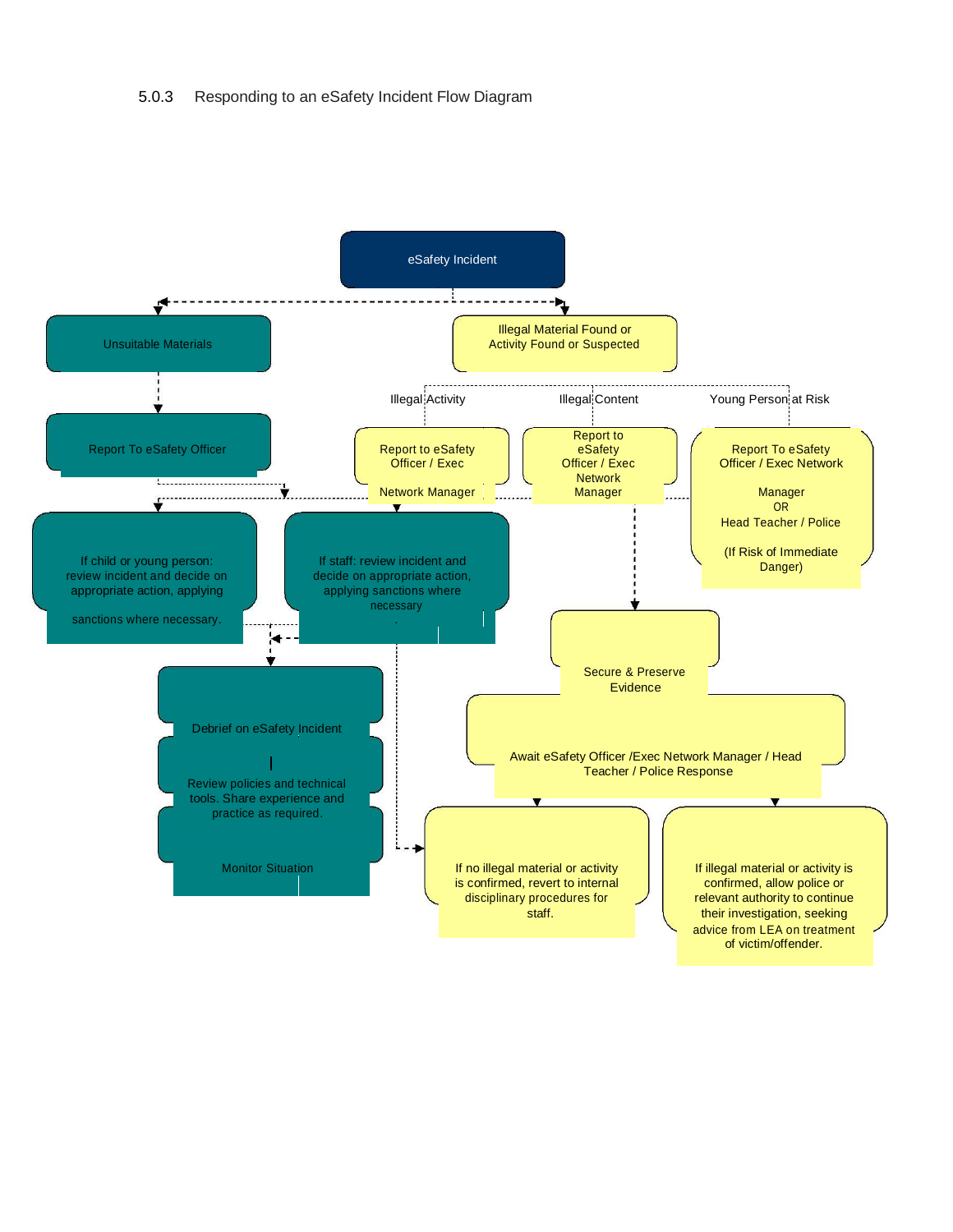5.0.3 Responding to an eSafety Incident Flow Diagram

eSafety Incident

Unsuitable Materials

Illegal Material Found or Activity Found or Suspected

Report To eSafety Officer

Illegal Activity

Illegal Content

Young Person at Risk

Report to eSafety Officer / Exec Network Manager

Report to eSafety Officer / Exec Network Manager

Report To eSafety Officer / Exec Network Manager OR Head Teacher / Police (If Risk of Immediate Danger)

If child or young person: review incident and decide on appropriate action, applying sanctions where necessary.

If staff: review incident and decide on appropriate action, applying sanctions where necessary

Secure & Preserve Evidence

Debrief on eSafety Incident

Review policies and technical tools. Share experience and practice as required.

Monitor Situation

Await eSafety Officer /Exec Network Manager / Head Teacher / Police Response

If no illegal material or activity is confirmed, revert to internal disciplinary procedures for staff.

If illegal material or activity is confirmed, allow police or relevant authority to continue their investigation, seeking advice from LEA on treatment of victim/offender.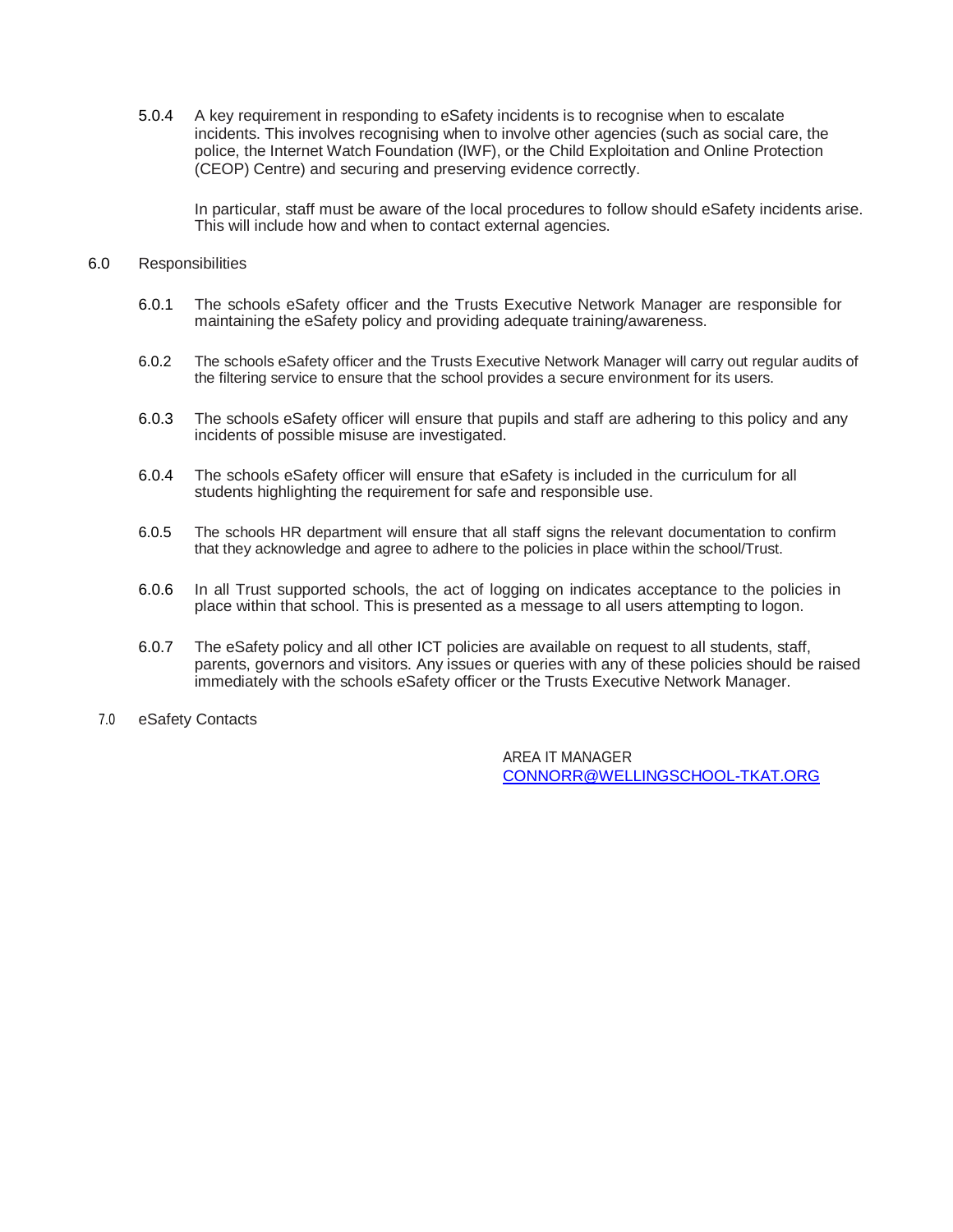5.0.4 A key requirement in responding to eSafety incidents is to recognise when to escalate incidents. This involves recognising when to involve other agencies (such as social care, the police, the Internet Watch Foundation (IWF), or the Child Exploitation and Online Protection (CEOP) Centre) and securing and preserving evidence correctly.

In particular, staff must be aware of the local procedures to follow should eSafety incidents arise. This will include how and when to contact external agencies.

## 6.0 Responsibilities

6.0.1 The schools eSafety officer and the Trusts Executive Network Manager are responsible for maintaining the eSafety policy and providing adequate training/awareness.

6.0.2 The schools eSafety officer and the Trusts Executive Network Manager will carry out regular audits of the filtering service to ensure that the school provides a secure environment for its users.

6.0.3 The schools eSafety officer will ensure that pupils and staff are adhering to this policy and any incidents of possible misuse are investigated.

6.0.4 The schools eSafety officer will ensure that eSafety is included in the curriculum for all students highlighting the requirement for safe and responsible use.

6.0.5 The schools HR department will ensure that all staff signs the relevant documentation to confirm that they acknowledge and agree to adhere to the policies in place within the school/Trust.

6.0.6 In all Trust supported schools, the act of logging on indicates acceptance to the policies in place within that school. This is presented as a message to all users attempting to logon.

6.0.7 The eSafety policy and all other ICT policies are available on request to all students, staff, parents, governors and visitors. Any issues or queries with any of these policies should be raised immediately with the schools eSafety officer or the Trusts Executive Network Manager.

## 7.0 eSafety Contacts

AREA IT MANAGER
CONNORR@WELLINGSCHOOL-TKAT.ORG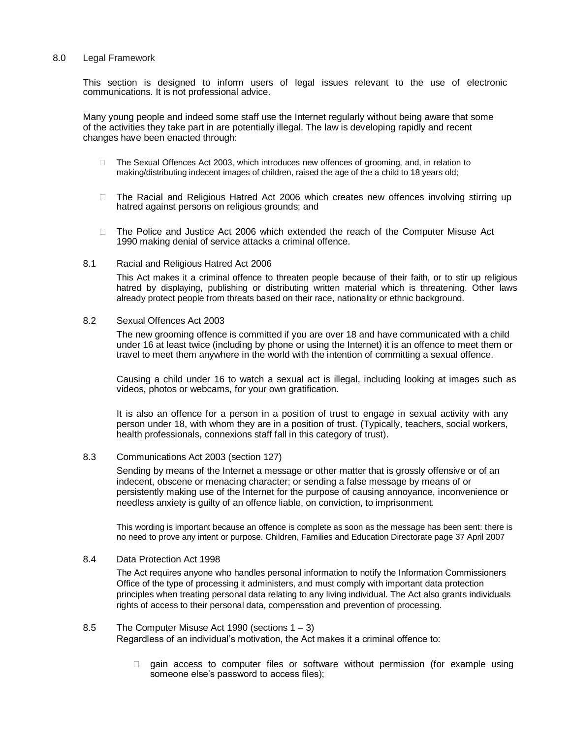## 8.0 Legal Framework

This section is designed to inform users of legal issues relevant to the use of electronic communications. It is not professional advice.

Many young people and indeed some staff use the Internet regularly without being aware that some of the activities they take part in are potentially illegal. The law is developing rapidly and recent changes have been enacted through:

- The Sexual Offences Act 2003, which introduces new offences of grooming, and, in relation to making/distributing indecent images of children, raised the age of the a child to 18 years old;
- The Racial and Religious Hatred Act 2006 which creates new offences involving stirring up hatred against persons on religious grounds; and
- The Police and Justice Act 2006 which extended the reach of the Computer Misuse Act 1990 making denial of service attacks a criminal offence.

### 8.1 Racial and Religious Hatred Act 2006

This Act makes it a criminal offence to threaten people because of their faith, or to stir up religious hatred by displaying, publishing or distributing written material which is threatening. Other laws already protect people from threats based on their race, nationality or ethnic background.

### 8.2 Sexual Offences Act 2003

The new grooming offence is committed if you are over 18 and have communicated with a child under 16 at least twice (including by phone or using the Internet) it is an offence to meet them or travel to meet them anywhere in the world with the intention of committing a sexual offence.

Causing a child under 16 to watch a sexual act is illegal, including looking at images such as videos, photos or webcams, for your own gratification.

It is also an offence for a person in a position of trust to engage in sexual activity with any person under 18, with whom they are in a position of trust. (Typically, teachers, social workers, health professionals, connexions staff fall in this category of trust).

### 8.3 Communications Act 2003 (section 127)

Sending by means of the Internet a message or other matter that is grossly offensive or of an indecent, obscene or menacing character; or sending a false message by means of or persistently making use of the Internet for the purpose of causing annoyance, inconvenience or needless anxiety is guilty of an offence liable, on conviction, to imprisonment.

This wording is important because an offence is complete as soon as the message has been sent: there is no need to prove any intent or purpose. Children, Families and Education Directorate page 37 April 2007

### 8.4 Data Protection Act 1998

The Act requires anyone who handles personal information to notify the Information Commissioners Office of the type of processing it administers, and must comply with important data protection principles when treating personal data relating to any living individual. The Act also grants individuals rights of access to their personal data, compensation and prevention of processing.

### 8.5 The Computer Misuse Act 1990 (sections 1 – 3)

Regardless of an individual's motivation, the Act makes it a criminal offence to:

- gain access to computer files or software without permission (for example using someone else's password to access files);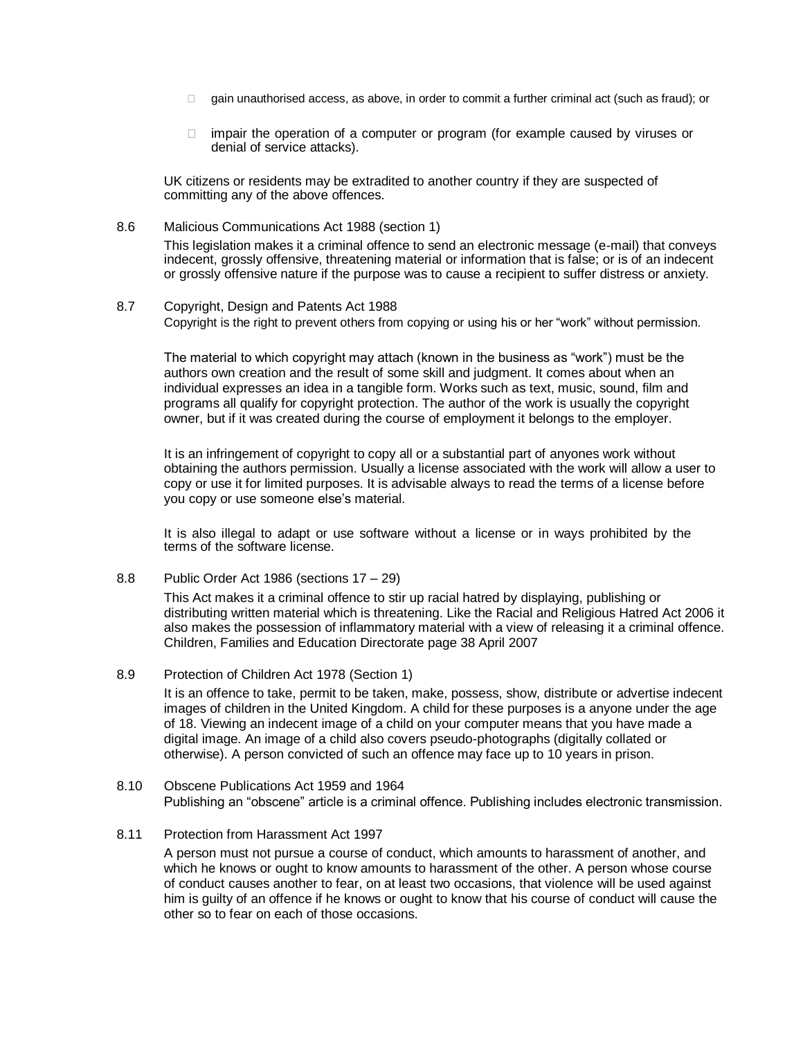- gain unauthorised access, as above, in order to commit a further criminal act (such as fraud); or
- impair the operation of a computer or program (for example caused by viruses or denial of service attacks).

UK citizens or residents may be extradited to another country if they are suspected of committing any of the above offences.

8.6 Malicious Communications Act 1988 (section 1)

This legislation makes it a criminal offence to send an electronic message (e-mail) that conveys indecent, grossly offensive, threatening material or information that is false; or is of an indecent or grossly offensive nature if the purpose was to cause a recipient to suffer distress or anxiety.

8.7 Copyright, Design and Patents Act 1988

Copyright is the right to prevent others from copying or using his or her "work" without permission.

The material to which copyright may attach (known in the business as "work") must be the authors own creation and the result of some skill and judgment. It comes about when an individual expresses an idea in a tangible form. Works such as text, music, sound, film and programs all qualify for copyright protection. The author of the work is usually the copyright owner, but if it was created during the course of employment it belongs to the employer.

It is an infringement of copyright to copy all or a substantial part of anyones work without obtaining the authors permission. Usually a license associated with the work will allow a user to copy or use it for limited purposes. It is advisable always to read the terms of a license before you copy or use someone else's material.

It is also illegal to adapt or use software without a license or in ways prohibited by the terms of the software license.

8.8 Public Order Act 1986 (sections 17 – 29)

This Act makes it a criminal offence to stir up racial hatred by displaying, publishing or distributing written material which is threatening. Like the Racial and Religious Hatred Act 2006 it also makes the possession of inflammatory material with a view of releasing it a criminal offence. Children, Families and Education Directorate page 38 April 2007

8.9 Protection of Children Act 1978 (Section 1)

It is an offence to take, permit to be taken, make, possess, show, distribute or advertise indecent images of children in the United Kingdom. A child for these purposes is a anyone under the age of 18. Viewing an indecent image of a child on your computer means that you have made a digital image. An image of a child also covers pseudo-photographs (digitally collated or otherwise). A person convicted of such an offence may face up to 10 years in prison.

8.10 Obscene Publications Act 1959 and 1964

Publishing an "obscene" article is a criminal offence. Publishing includes electronic transmission.

8.11 Protection from Harassment Act 1997

A person must not pursue a course of conduct, which amounts to harassment of another, and which he knows or ought to know amounts to harassment of the other. A person whose course of conduct causes another to fear, on at least two occasions, that violence will be used against him is guilty of an offence if he knows or ought to know that his course of conduct will cause the other so to fear on each of those occasions.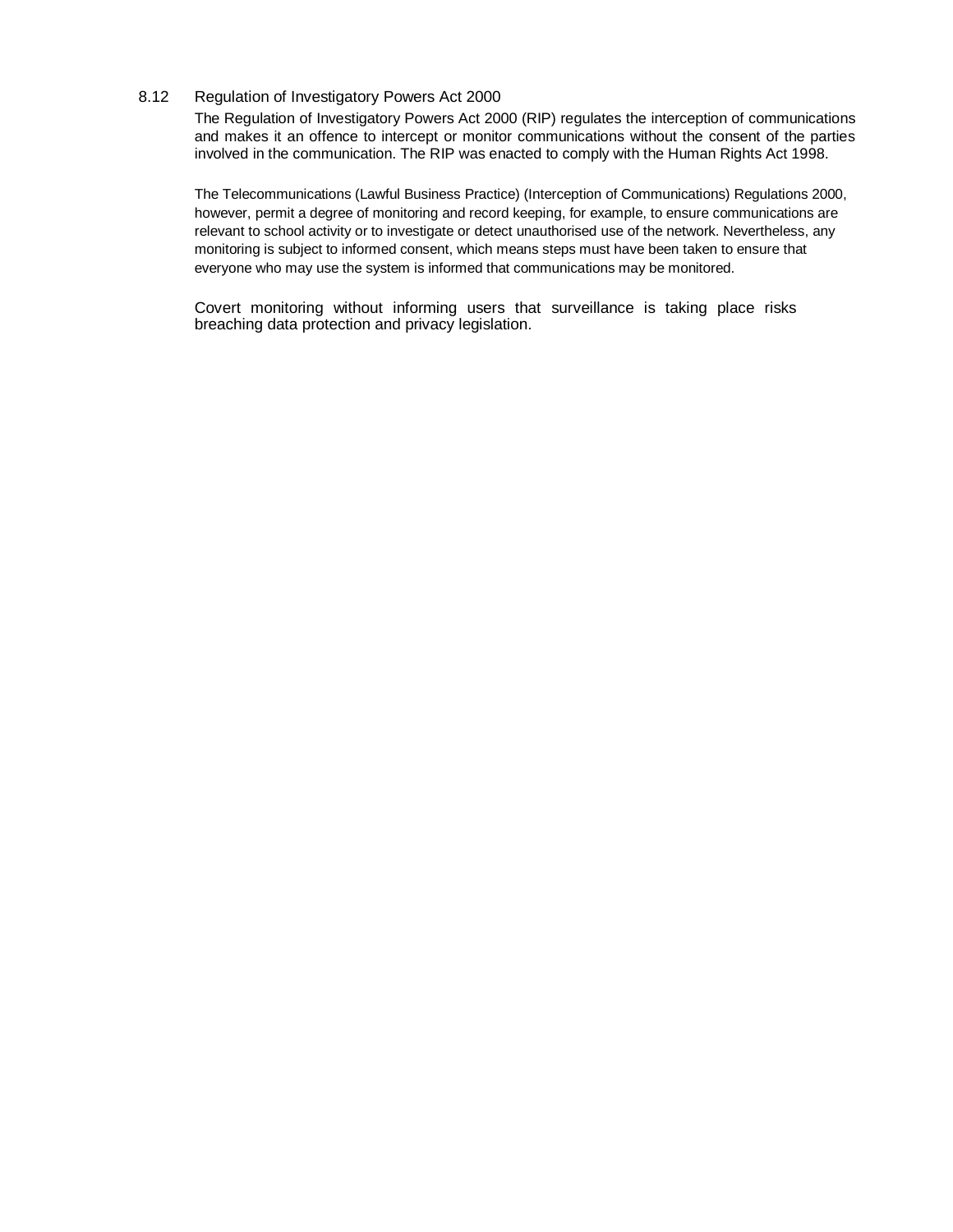### 8.12 Regulation of Investigatory Powers Act 2000

The Regulation of Investigatory Powers Act 2000 (RIP) regulates the interception of communications and makes it an offence to intercept or monitor communications without the consent of the parties involved in the communication. The RIP was enacted to comply with the Human Rights Act 1998.

The Telecommunications (Lawful Business Practice) (Interception of Communications) Regulations 2000, however, permit a degree of monitoring and record keeping, for example, to ensure communications are relevant to school activity or to investigate or detect unauthorised use of the network. Nevertheless, any monitoring is subject to informed consent, which means steps must have been taken to ensure that everyone who may use the system is informed that communications may be monitored.

Covert monitoring without informing users that surveillance is taking place risks breaching data protection and privacy legislation.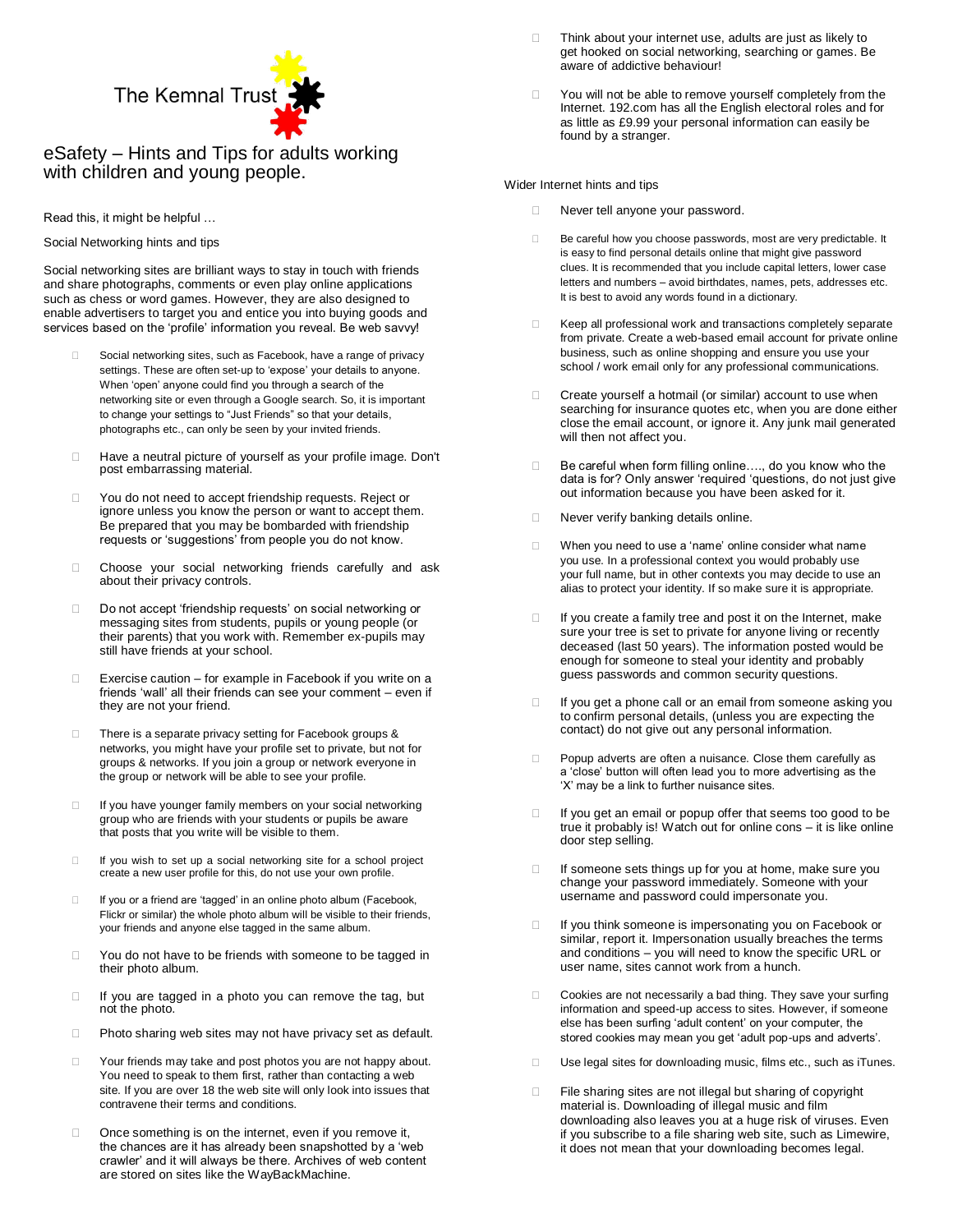The Kemnal Trust

# eSafety – Hints and Tips for adults working with children and young people.

Read this, it might be helpful …

## Social Networking hints and tips

Social networking sites are brilliant ways to stay in touch with friends and share photographs, comments or even play online applications such as chess or word games. However, they are also designed to enable advertisers to target you and entice you into buying goods and services based on the 'profile' information you reveal. Be web savvy!

- Social networking sites, such as Facebook, have a range of privacy settings. These are often set-up to 'expose' your details to anyone. When 'open' anyone could find you through a search of the networking site or even through a Google search. So, it is important to change your settings to "Just Friends" so that your details, photographs etc., can only be seen by your invited friends.
- Have a neutral picture of yourself as your profile image. Don't post embarrassing material.
- You do not need to accept friendship requests. Reject or ignore unless you know the person or want to accept them. Be prepared that you may be bombarded with friendship requests or 'suggestions' from people you do not know.
- Choose your social networking friends carefully and ask about their privacy controls.
- Do not accept 'friendship requests' on social networking or messaging sites from students, pupils or young people (or their parents) that you work with. Remember ex-pupils may still have friends at your school.
- Exercise caution – for example in Facebook if you write on a friends 'wall' all their friends can see your comment – even if they are not your friend.
- There is a separate privacy setting for Facebook groups & networks, you might have your profile set to private, but not for groups & networks. If you join a group or network everyone in the group or network will be able to see your profile.
- If you have younger family members on your social networking group who are friends with your students or pupils be aware that posts that you write will be visible to them.
- If you wish to set up a social networking site for a school project create a new user profile for this, do not use your own profile.
- If you or a friend are 'tagged' in an online photo album (Facebook, Flickr or similar) the whole photo album will be visible to their friends, your friends and anyone else tagged in the same album.
- You do not have to be friends with someone to be tagged in their photo album.
- If you are tagged in a photo you can remove the tag, but not the photo.
- Photo sharing web sites may not have privacy set as default.
- Your friends may take and post photos you are not happy about. You need to speak to them first, rather than contacting a web site. If you are over 18 the web site will only look into issues that contravene their terms and conditions.
- Once something is on the internet, even if you remove it, the chances are it has already been snapshotted by a 'web crawler' and it will always be there. Archives of web content are stored on sites like the WayBackMachine.
- Think about your internet use, adults are just as likely to get hooked on social networking, searching or games. Be aware of addictive behaviour!
- You will not be able to remove yourself completely from the Internet. 192.com has all the English electoral roles and for as little as £9.99 your personal information can easily be found by a stranger.

## Wider Internet hints and tips

- Never tell anyone your password.
- Be careful how you choose passwords, most are very predictable. It is easy to find personal details online that might give password clues. It is recommended that you include capital letters, lower case letters and numbers – avoid birthdates, names, pets, addresses etc. It is best to avoid any words found in a dictionary.
- Keep all professional work and transactions completely separate from private. Create a web-based email account for private online business, such as online shopping and ensure you use your school / work email only for any professional communications.
- Create yourself a hotmail (or similar) account to use when searching for insurance quotes etc, when you are done either close the email account, or ignore it. Any junk mail generated will then not affect you.
- Be careful when form filling online…., do you know who the data is for? Only answer 'required 'questions, do not just give out information because you have been asked for it.
- Never verify banking details online.
- When you need to use a 'name' online consider what name you use. In a professional context you would probably use your full name, but in other contexts you may decide to use an alias to protect your identity. If so make sure it is appropriate.
- If you create a family tree and post it on the Internet, make sure your tree is set to private for anyone living or recently deceased (last 50 years). The information posted would be enough for someone to steal your identity and probably guess passwords and common security questions.
- If you get a phone call or an email from someone asking you to confirm personal details, (unless you are expecting the contact) do not give out any personal information.
- Popup adverts are often a nuisance. Close them carefully as a 'close' button will often lead you to more advertising as the 'X' may be a link to further nuisance sites.
- If you get an email or popup offer that seems too good to be true it probably is! Watch out for online cons – it is like online door step selling.
- If someone sets things up for you at home, make sure you change your password immediately. Someone with your username and password could impersonate you.
- If you think someone is impersonating you on Facebook or similar, report it. Impersonation usually breaches the terms and conditions – you will need to know the specific URL or user name, sites cannot work from a hunch.
- Cookies are not necessarily a bad thing. They save your surfing information and speed-up access to sites. However, if someone else has been surfing 'adult content' on your computer, the stored cookies may mean you get 'adult pop-ups and adverts'.
- Use legal sites for downloading music, films etc., such as iTunes.
- File sharing sites are not illegal but sharing of copyright material is. Downloading of illegal music and film downloading also leaves you at a huge risk of viruses. Even if you subscribe to a file sharing web site, such as Limewire, it does not mean that your downloading becomes legal.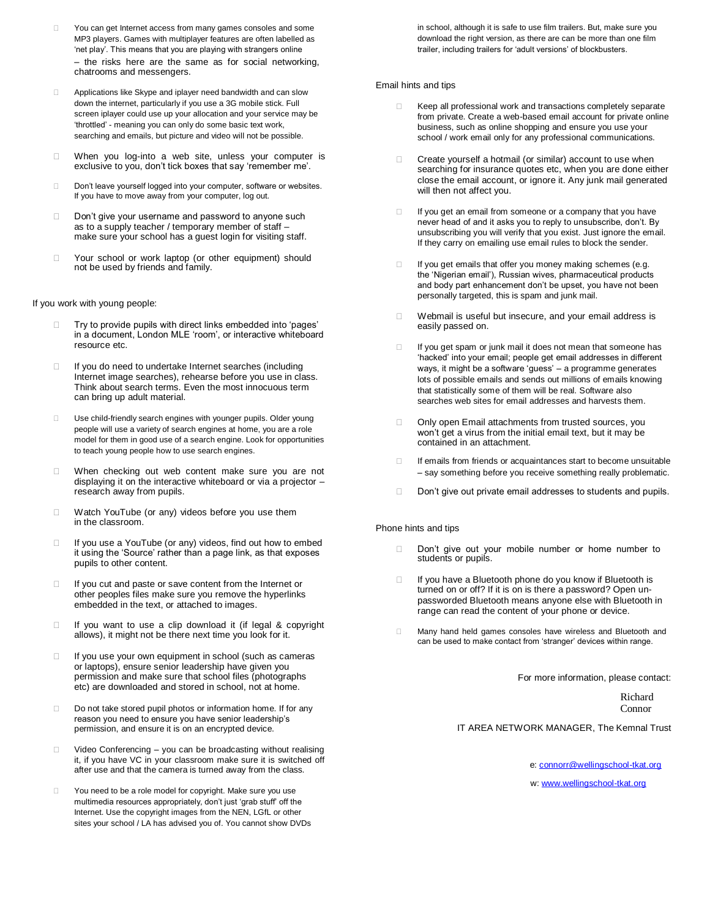- You can get Internet access from many games consoles and some MP3 players. Games with multiplayer features are often labelled as 'net play'. This means that you are playing with strangers online – the risks here are the same as for social networking, chatrooms and messengers.
- Applications like Skype and iplayer need bandwidth and can slow down the internet, particularly if you use a 3G mobile stick. Full screen iplayer could use up your allocation and your service may be 'throttled' - meaning you can only do some basic text work, searching and emails, but picture and video will not be possible.
- When you log-into a web site, unless your computer is exclusive to you, don't tick boxes that say 'remember me'.
- Don't leave yourself logged into your computer, software or websites. If you have to move away from your computer, log out.
- Don't give your username and password to anyone such as to a supply teacher / temporary member of staff – make sure your school has a guest login for visiting staff.
- Your school or work laptop (or other equipment) should not be used by friends and family.

If you work with young people:

- Try to provide pupils with direct links embedded into 'pages' in a document, London MLE 'room', or interactive whiteboard resource etc.
- If you do need to undertake Internet searches (including Internet image searches), rehearse before you use in class. Think about search terms. Even the most innocuous term can bring up adult material.
- Use child-friendly search engines with younger pupils. Older young people will use a variety of search engines at home, you are a role model for them in good use of a search engine. Look for opportunities to teach young people how to use search engines.
- When checking out web content make sure you are not displaying it on the interactive whiteboard or via a projector – research away from pupils.
- Watch YouTube (or any) videos before you use them in the classroom.
- If you use a YouTube (or any) videos, find out how to embed it using the 'Source' rather than a page link, as that exposes pupils to other content.
- If you cut and paste or save content from the Internet or other peoples files make sure you remove the hyperlinks embedded in the text, or attached to images.
- If you want to use a clip download it (if legal & copyright allows), it might not be there next time you look for it.
- If you use your own equipment in school (such as cameras or laptops), ensure senior leadership have given you permission and make sure that school files (photographs etc) are downloaded and stored in school, not at home.
- Do not take stored pupil photos or information home. If for any reason you need to ensure you have senior leadership's permission, and ensure it is on an encrypted device.
- Video Conferencing – you can be broadcasting without realising it, if you have VC in your classroom make sure it is switched off after use and that the camera is turned away from the class.
- You need to be a role model for copyright. Make sure you use multimedia resources appropriately, don't just 'grab stuff' off the Internet. Use the copyright images from the NEN, LGfL or other sites your school / LA has advised you of. You cannot show DVDs in school, although it is safe to use film trailers. But, make sure you download the right version, as there are can be more than one film trailer, including trailers for 'adult versions' of blockbusters.

Email hints and tips

- Keep all professional work and transactions completely separate from private. Create a web-based email account for private online business, such as online shopping and ensure you use your school / work email only for any professional communications.
- Create yourself a hotmail (or similar) account to use when searching for insurance quotes etc, when you are done either close the email account, or ignore it. Any junk mail generated will then not affect you.
- If you get an email from someone or a company that you have never head of and it asks you to reply to unsubscribe, don't. By unsubscribing you will verify that you exist. Just ignore the email. If they carry on emailing use email rules to block the sender.
- If you get emails that offer you money making schemes (e.g. the 'Nigerian email'), Russian wives, pharmaceutical products and body part enhancement don't be upset, you have not been personally targeted, this is spam and junk mail.
- Webmail is useful but insecure, and your email address is easily passed on.
- If you get spam or junk mail it does not mean that someone has 'hacked' into your email; people get email addresses in different ways, it might be a software 'guess' – a programme generates lots of possible emails and sends out millions of emails knowing that statistically some of them will be real. Software also searches web sites for email addresses and harvests them.
- Only open Email attachments from trusted sources, you won't get a virus from the initial email text, but it may be contained in an attachment.
- If emails from friends or acquaintances start to become unsuitable – say something before you receive something really problematic.
- Don't give out private email addresses to students and pupils.

Phone hints and tips

- Don't give out your mobile number or home number to students or pupils.
- If you have a Bluetooth phone do you know if Bluetooth is turned on or off? If it is on is there a password? Open un-passworded Bluetooth means anyone else with Bluetooth in range can read the content of your phone or device.
- Many hand held games consoles have wireless and Bluetooth and can be used to make contact from 'stranger' devices within range.

For more information, please contact:

Richard Connor

IT AREA NETWORK MANAGER, The Kemnal Trust

e: connorr@wellingschool-tkat.org

w: www.wellingschool-tkat.org